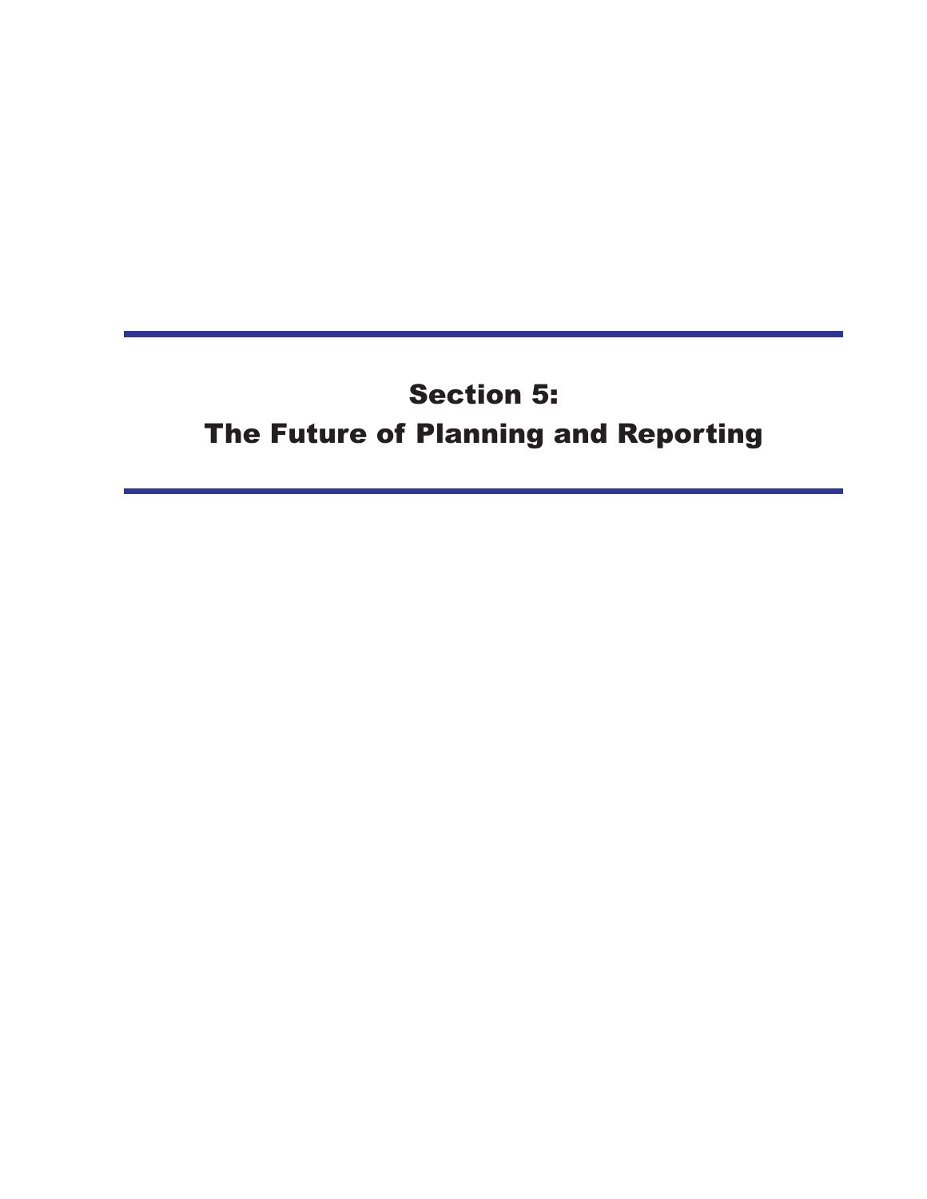# Section 5: The Future of Planning and Reporting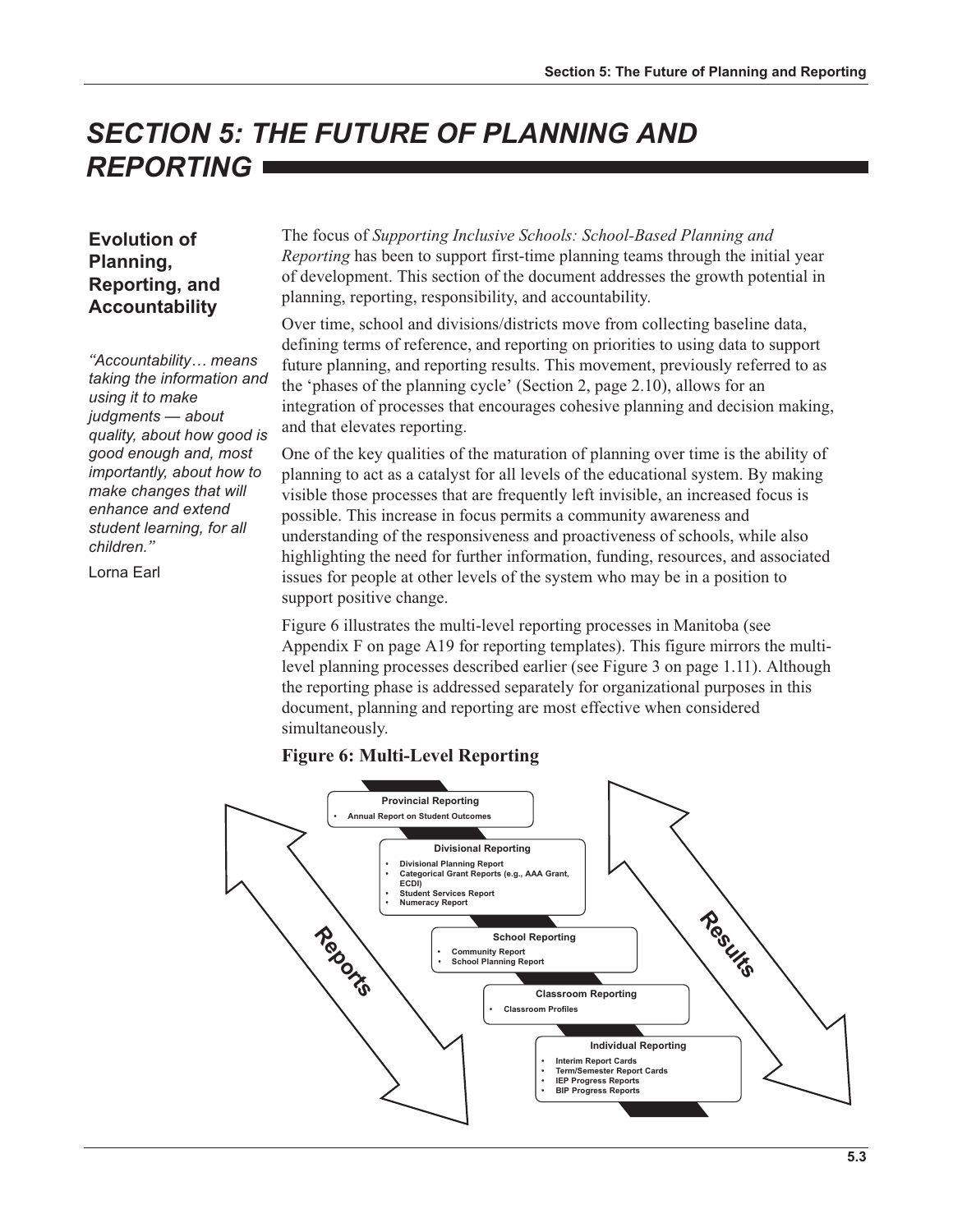# SECTION 5: THE FUTURE OF PLANNING AND REPORTING

## Evolution of Planning, Reporting, and Accountability

*"Accountability… means taking the information and using it to make judgments — about quality, about how good is good enough and, most importantly, about how to make changes that will enhance and extend student learning, for all children."*

Lorna Earl

The focus of *Supporting Inclusive Schools: School-Based Planning and Reporting* has been to support first-time planning teams through the initial year of development. This section of the document addresses the growth potential in planning, reporting, responsibility, and accountability.

Over time, school and divisions/districts move from collecting baseline data, defining terms of reference, and reporting on priorities to using data to support future planning, and reporting results. This movement, previously referred to as the 'phases of the planning cycle' (Section 2, page 2.10), allows for an integration of processes that encourages cohesive planning and decision making, and that elevates reporting.

One of the key qualities of the maturation of planning over time is the ability of planning to act as a catalyst for all levels of the educational system. By making visible those processes that are frequently left invisible, an increased focus is possible. This increase in focus permits a community awareness and understanding of the responsiveness and proactiveness of schools, while also highlighting the need for further information, funding, resources, and associated issues for people at other levels of the system who may be in a position to support positive change.

Figure 6 illustrates the multi-level reporting processes in Manitoba (see Appendix F on page A19 for reporting templates). This figure mirrors the multi-level planning processes described earlier (see Figure 3 on page 1.11). Although the reporting phase is addressed separately for organizational purposes in this document, planning and reporting are most effective when considered simultaneously.

**Figure 6: Multi-Level Reporting**

**Provincial Reporting**
- Annual Report on Student Outcomes

**Divisional Reporting**
- Divisional Planning Report
- Categorical Grant Reports (e.g., AAA Grant, ECDI)
- Student Services Report
- Numeracy Report

**School Reporting**
- Community Report
- School Planning Report

**Classroom Reporting**
- Classroom Profiles

**Individual Reporting**
- Interim Report Cards
- Term/Semester Report Cards
- IEP Progress Reports
- BIP Progress Reports

Reports

Results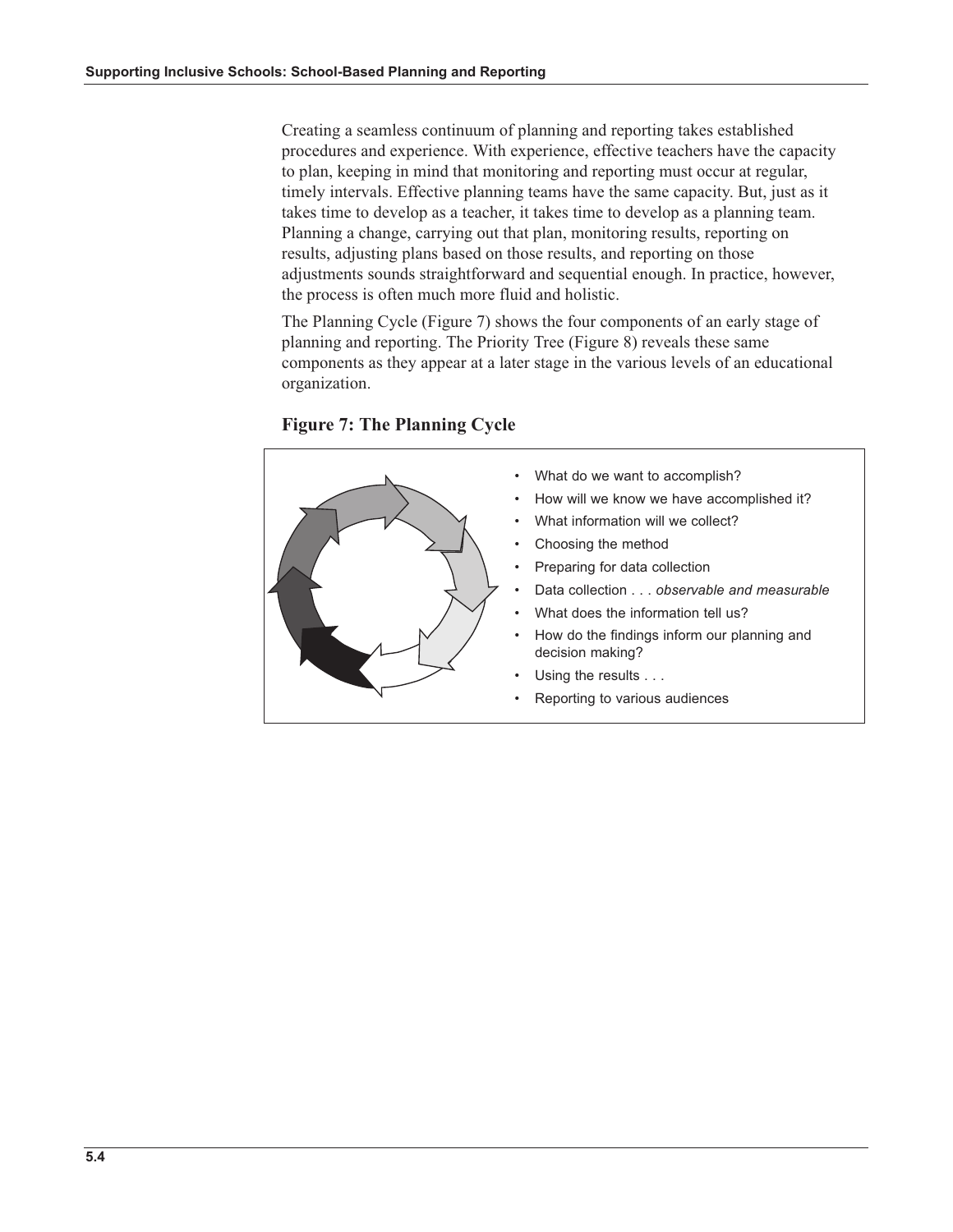Creating a seamless continuum of planning and reporting takes established procedures and experience. With experience, effective teachers have the capacity to plan, keeping in mind that monitoring and reporting must occur at regular, timely intervals. Effective planning teams have the same capacity. But, just as it takes time to develop as a teacher, it takes time to develop as a planning team. Planning a change, carrying out that plan, monitoring results, reporting on results, adjusting plans based on those results, and reporting on those adjustments sounds straightforward and sequential enough. In practice, however, the process is often much more fluid and holistic.

The Planning Cycle (Figure 7) shows the four components of an early stage of planning and reporting. The Priority Tree (Figure 8) reveals these same components as they appear at a later stage in the various levels of an educational organization.

**Figure 7: The Planning Cycle**

- What do we want to accomplish?
- How will we know we have accomplished it?
- What information will we collect?
- Choosing the method
- Preparing for data collection
- Data collection . . . *observable and measurable*
- What does the information tell us?
- How do the findings inform our planning and decision making?
- Using the results . . .
- Reporting to various audiences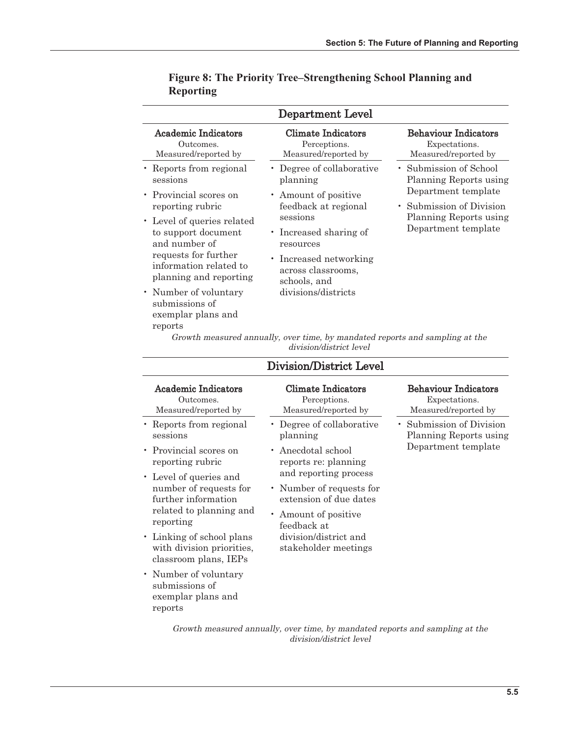**Figure 8: The Priority Tree–Strengthening School Planning and Reporting**

## Department Level

| Academic Indicators<br>Outcomes.<br>Measured/reported by | Climate Indicators<br>Perceptions.<br>Measured/reported by | Behaviour Indicators<br>Expectations.<br>Measured/reported by |
|---|---|---|
| • Reports from regional sessions<br>• Provincial scores on reporting rubric<br>• Level of queries related to support document and number of requests for further information related to planning and reporting<br>• Number of voluntary submissions of exemplar plans and reports | • Degree of collaborative planning<br>• Amount of positive feedback at regional sessions<br>• Increased sharing of resources<br>• Increased networking across classrooms, schools, and divisions/districts | • Submission of School Planning Reports using Department template<br>• Submission of Division Planning Reports using Department template |

*Growth measured annually, over time, by mandated reports and sampling at the division/district level*

## Division/District Level

| Academic Indicators<br>Outcomes.<br>Measured/reported by | Climate Indicators<br>Perceptions.<br>Measured/reported by | Behaviour Indicators<br>Expectations.<br>Measured/reported by |
|---|---|---|
| • Reports from regional sessions<br>• Provincial scores on reporting rubric<br>• Level of queries and number of requests for further information related to planning and reporting<br>• Linking of school plans with division priorities, classroom plans, IEPs<br>• Number of voluntary submissions of exemplar plans and reports | • Degree of collaborative planning<br>• Anecdotal school reports re: planning and reporting process<br>• Number of requests for extension of due dates<br>• Amount of positive feedback at division/district and stakeholder meetings | • Submission of Division Planning Reports using Department template |

*Growth measured annually, over time, by mandated reports and sampling at the division/district level*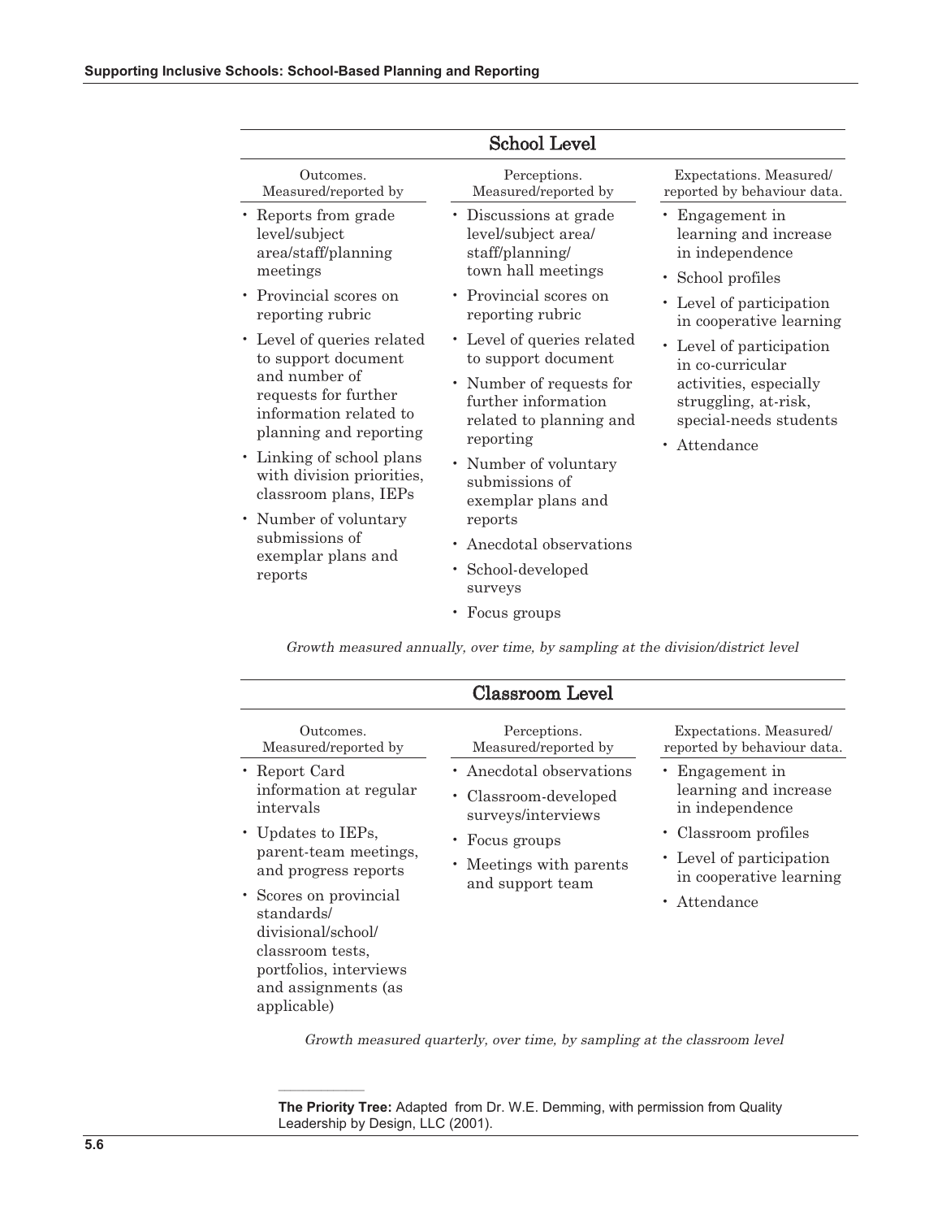## School Level

| Outcomes. Measured/reported by | Perceptions. Measured/reported by | Expectations. Measured/ reported by behaviour data. |
|---|---|---|
| • Reports from grade level/subject area/staff/planning meetings<br>• Provincial scores on reporting rubric<br>• Level of queries related to support document and number of requests for further information related to planning and reporting<br>• Linking of school plans with division priorities, classroom plans, IEPs<br>• Number of voluntary submissions of exemplar plans and reports | • Discussions at grade level/subject area/ staff/planning/ town hall meetings<br>• Provincial scores on reporting rubric<br>• Level of queries related to support document<br>• Number of requests for further information related to planning and reporting<br>• Number of voluntary submissions of exemplar plans and reports<br>• Anecdotal observations<br>• School-developed surveys<br>• Focus groups | • Engagement in learning and increase in independence<br>• School profiles<br>• Level of participation in cooperative learning<br>• Level of participation in co-curricular activities, especially struggling, at-risk, special-needs students<br>• Attendance |

*Growth measured annually, over time, by sampling at the division/district level*

## Classroom Level

| Outcomes. Measured/reported by | Perceptions. Measured/reported by | Expectations. Measured/ reported by behaviour data. |
|---|---|---|
| • Report Card information at regular intervals<br>• Updates to IEPs, parent-team meetings, and progress reports<br>• Scores on provincial standards/ divisional/school/ classroom tests, portfolios, interviews and assignments (as applicable) | • Anecdotal observations<br>• Classroom-developed surveys/interviews<br>• Focus groups<br>• Meetings with parents and support team | • Engagement in learning and increase in independence<br>• Classroom profiles<br>• Level of participation in cooperative learning<br>• Attendance |

*Growth measured quarterly, over time, by sampling at the classroom level*

---

**The Priority Tree:** Adapted from Dr. W.E. Demming, with permission from Quality Leadership by Design, LLC (2001).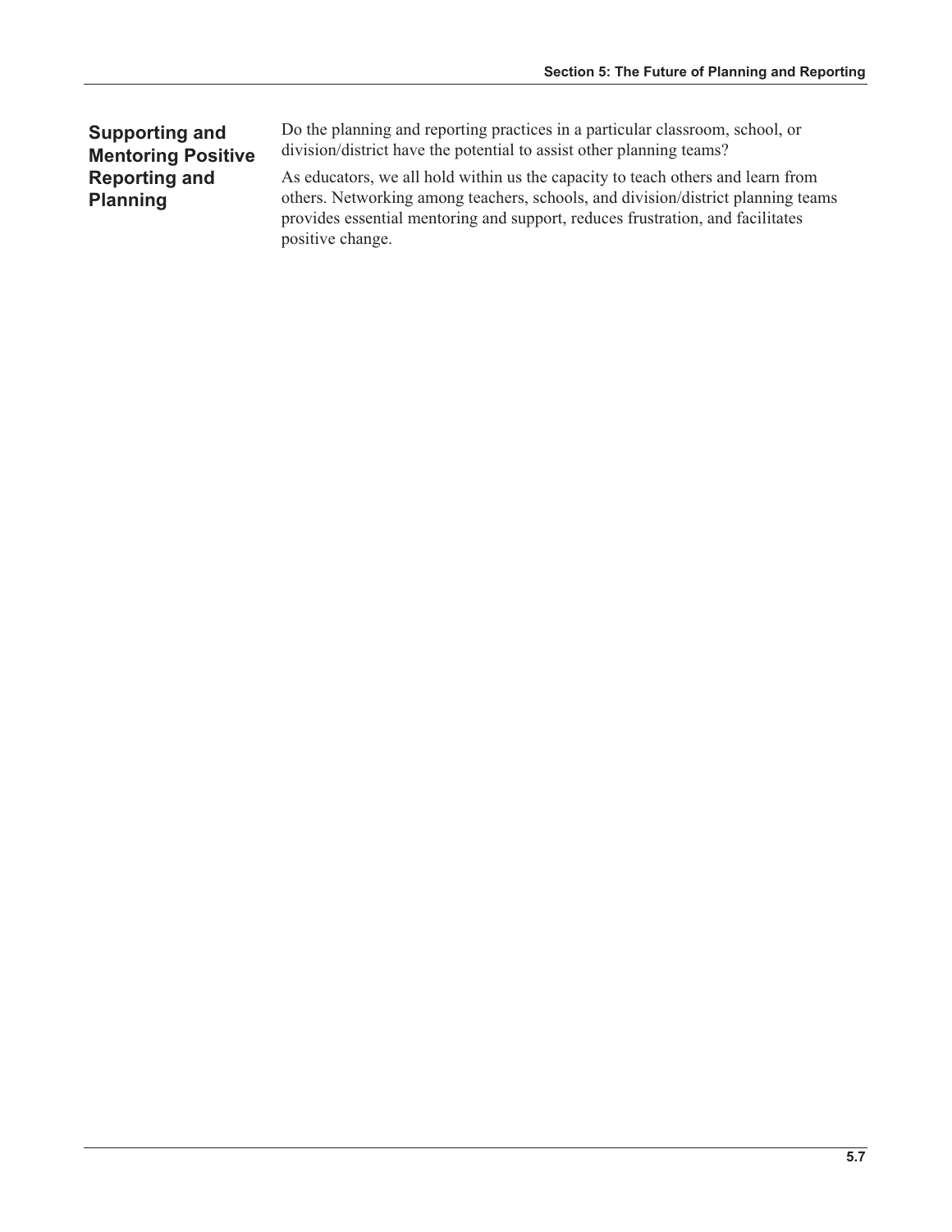## Supporting and Mentoring Positive Reporting and Planning

Do the planning and reporting practices in a particular classroom, school, or division/district have the potential to assist other planning teams?

As educators, we all hold within us the capacity to teach others and learn from others. Networking among teachers, schools, and division/district planning teams provides essential mentoring and support, reduces frustration, and facilitates positive change.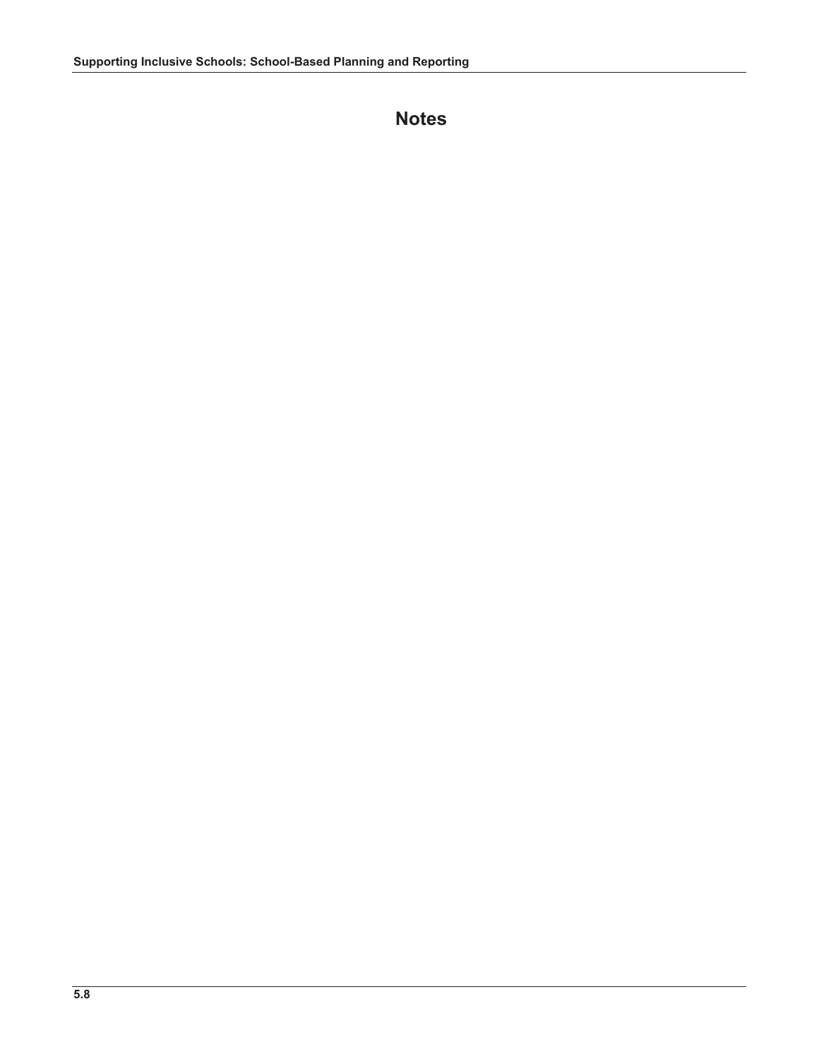# Notes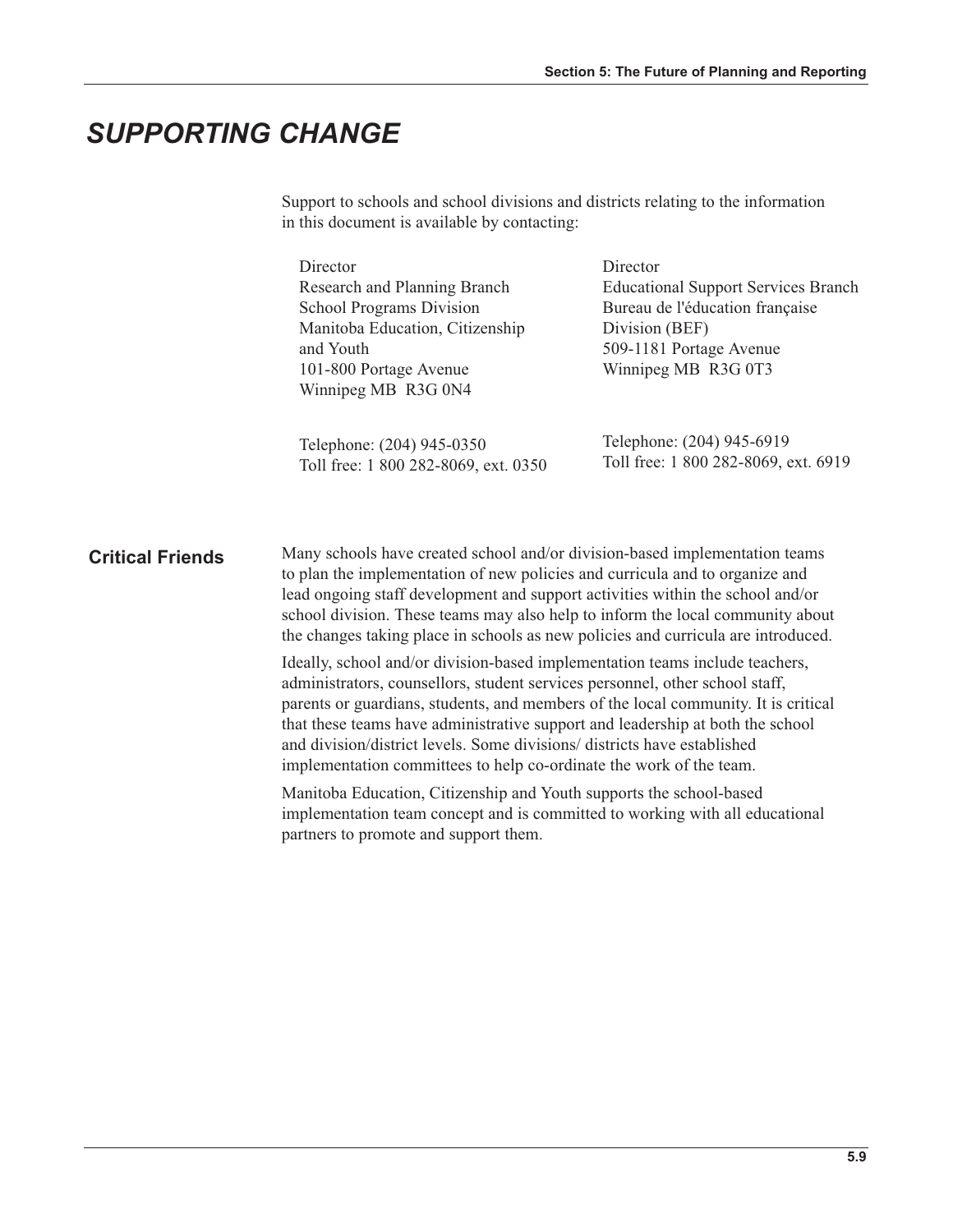# SUPPORTING CHANGE

Support to schools and school divisions and districts relating to the information in this document is available by contacting:

Director
Research and Planning Branch
School Programs Division
Manitoba Education, Citizenship and Youth
101-800 Portage Avenue
Winnipeg MB R3G 0N4

Telephone: (204) 945-0350
Toll free: 1 800 282-8069, ext. 0350

Director
Educational Support Services Branch
Bureau de l'éducation française Division (BEF)
509-1181 Portage Avenue
Winnipeg MB R3G 0T3

Telephone: (204) 945-6919
Toll free: 1 800 282-8069, ext. 6919

## Critical Friends

Many schools have created school and/or division-based implementation teams to plan the implementation of new policies and curricula and to organize and lead ongoing staff development and support activities within the school and/or school division. These teams may also help to inform the local community about the changes taking place in schools as new policies and curricula are introduced.

Ideally, school and/or division-based implementation teams include teachers, administrators, counsellors, student services personnel, other school staff, parents or guardians, students, and members of the local community. It is critical that these teams have administrative support and leadership at both the school and division/district levels. Some divisions/ districts have established implementation committees to help co-ordinate the work of the team.

Manitoba Education, Citizenship and Youth supports the school-based implementation team concept and is committed to working with all educational partners to promote and support them.